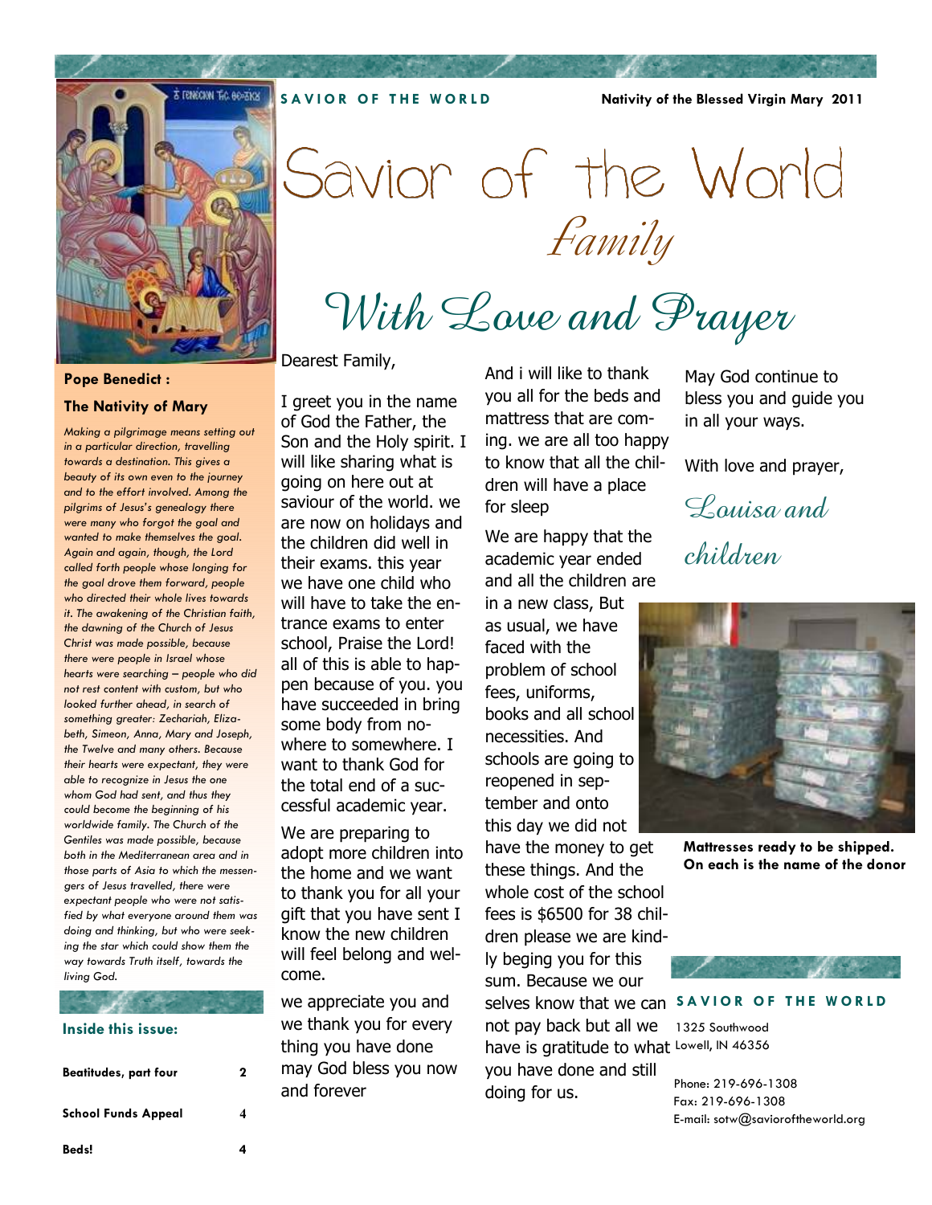SAVIOR OF THE WORLD — Nativity of the Blessed Virgin Mary 2011

# Savior of the World *Family*

## With Love and Prayer

Dearest Family,

I greet you in the name of God the Father, the Son and the Holy spirit. I will like sharing what is going on here out at saviour of the world. we are now on holidays and the children did well in their exams. this year we have one child who will have to take the entrance exams to enter school, Praise the Lord! all of this is able to happen because of you. you have succeeded in bring some body from nowhere to somewhere. I want to thank God for the total end of a successful academic year.

We are preparing to adopt more children into the home and we want to thank you for all your gift that you have sent I know the new children will feel belong and welcome.

we appreciate you and we thank you for every thing you have done may God bless you now and forever

And i will like to thank you all for the beds and mattress that are coming. we are all too happy to know that all the children will have a place for sleep

We are happy that the academic year ended and all the children are in a new class, But as usual, we have faced with the problem of school fees, uniforms, books and all school necessities. And schools are going to reopened in september and onto this day we did not have the money to get these things. And the whole cost of the school fees is $6500 for 38 children please we are kindly beging you for this sum. Because we our selves know that we can not pay back but all we have is gratitude to what you have done and still doing for us.

May God continue to bless you and guide you in all your ways.

With love and prayer,

*Louisa and children*

**Mattresses ready to be shipped. On each is the name of the donor**

---

**Pope Benedict :**

**The Nativity of Mary**

*Making a pilgrimage means setting out in a particular direction, travelling towards a destination. This gives a beauty of its own even to the journey and to the effort involved. Among the pilgrims of Jesus's genealogy there were many who forgot the goal and wanted to make themselves the goal. Again and again, though, the Lord called forth people whose longing for the goal drove them forward, people who directed their whole lives towards it. The awakening of the Christian faith, the dawning of the Church of Jesus Christ was made possible, because there were people in Israel whose hearts were searching – people who did not rest content with custom, but who looked further ahead, in search of something greater: Zechariah, Elizabeth, Simeon, Anna, Mary and Joseph, the Twelve and many others. Because their hearts were expectant, they were able to recognize in Jesus the one whom God had sent, and thus they could become the beginning of his worldwide family. The Church of the Gentiles was made possible, because both in the Mediterranean area and in those parts of Asia to which the messengers of Jesus travelled, there were expectant people who were not satisfied by what everyone around them was doing and thinking, but who were seeking the star which could show them the way towards Truth itself, towards the living God.*

---

**Inside this issue:**

| | |
|---|---|
| **Beatitudes, part four** | **2** |
| **School Funds Appeal** | **4** |
| **Beds!** | **4** |

---

**SAVIOR OF THE WORLD**

1325 Southwood
Lowell, IN 46356

Phone: 219-696-1308
Fax: 219-696-1308
E-mail: sotw@savioroftheworld.org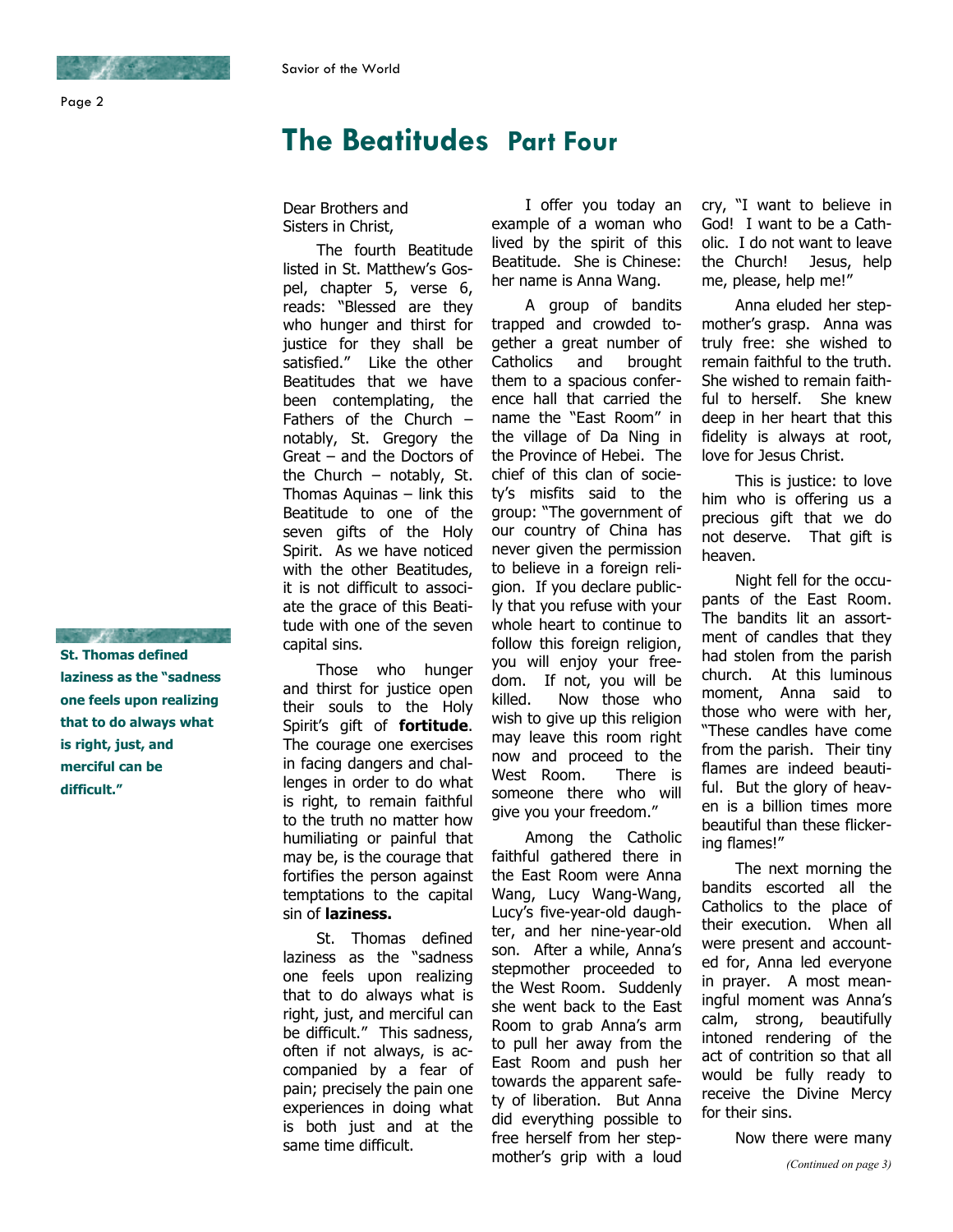# The Beatitudes Part Four

Dear Brothers and Sisters in Christ,

The fourth Beatitude listed in St. Matthew's Gospel, chapter 5, verse 6, reads: "Blessed are they who hunger and thirst for justice for they shall be satisfied." Like the other Beatitudes that we have been contemplating, the Fathers of the Church – notably, St. Gregory the Great – and the Doctors of the Church – notably, St. Thomas Aquinas – link this Beatitude to one of the seven gifts of the Holy Spirit. As we have noticed with the other Beatitudes, it is not difficult to associate the grace of this Beatitude with one of the seven capital sins.

Those who hunger and thirst for justice open their souls to the Holy Spirit's gift of **fortitude**. The courage one exercises in facing dangers and challenges in order to do what is right, to remain faithful to the truth no matter how humiliating or painful that may be, is the courage that fortifies the person against temptations to the capital sin of **laziness.**

St. Thomas defined laziness as the "sadness one feels upon realizing that to do always what is right, just, and merciful can be difficult." This sadness, often if not always, is accompanied by a fear of pain; precisely the pain one experiences in doing what is both just and at the same time difficult.

**St. Thomas defined laziness as the "sadness one feels upon realizing that to do always what is right, just, and merciful can be difficult."**

I offer you today an example of a woman who lived by the spirit of this Beatitude. She is Chinese: her name is Anna Wang.

A group of bandits trapped and crowded together a great number of Catholics and brought them to a spacious conference hall that carried the name the "East Room" in the village of Da Ning in the Province of Hebei. The chief of this clan of society's misfits said to the group: "The government of our country of China has never given the permission to believe in a foreign religion. If you declare publicly that you refuse with your whole heart to continue to follow this foreign religion, you will enjoy your freedom. If not, you will be killed. Now those who wish to give up this religion may leave this room right now and proceed to the West Room. There is someone there who will give you your freedom."

Among the Catholic faithful gathered there in the East Room were Anna Wang, Lucy Wang-Wang, Lucy's five-year-old daughter, and her nine-year-old son. After a while, Anna's stepmother proceeded to the West Room. Suddenly she went back to the East Room to grab Anna's arm to pull her away from the East Room and push her towards the apparent safety of liberation. But Anna did everything possible to free herself from her stepmother's grip with a loud cry, "I want to believe in God! I want to be a Catholic. I do not want to leave the Church! Jesus, help me, please, help me!"

Anna eluded her stepmother's grasp. Anna was truly free: she wished to remain faithful to the truth. She wished to remain faithful to herself. She knew deep in her heart that this fidelity is always at root, love for Jesus Christ.

This is justice: to love him who is offering us a precious gift that we do not deserve. That gift is heaven.

Night fell for the occupants of the East Room. The bandits lit an assortment of candles that they had stolen from the parish church. At this luminous moment, Anna said to those who were with her, "These candles have come from the parish. Their tiny flames are indeed beautiful. But the glory of heaven is a billion times more beautiful than these flickering flames!"

The next morning the bandits escorted all the Catholics to the place of their execution. When all were present and accounted for, Anna led everyone in prayer. A most meaningful moment was Anna's calm, strong, beautifully intoned rendering of the act of contrition so that all would be fully ready to receive the Divine Mercy for their sins.

Now there were many

*(Continued on page 3)*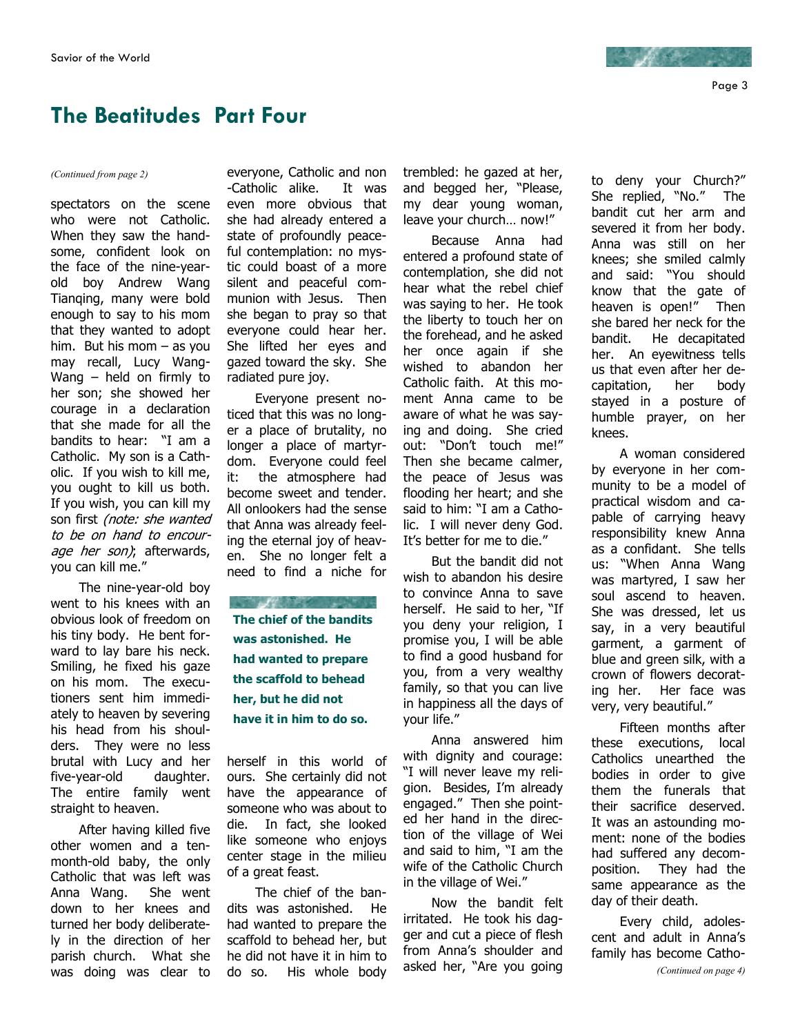# The Beatitudes Part Four

*(Continued from page 2)*

spectators on the scene who were not Catholic. When they saw the handsome, confident look on the face of the nine-year-old boy Andrew Wang Tianqing, many were bold enough to say to his mom that they wanted to adopt him. But his mom – as you may recall, Lucy Wang-Wang – held on firmly to her son; she showed her courage in a declaration that she made for all the bandits to hear: "I am a Catholic. My son is a Catholic. If you wish to kill me, you ought to kill us both. If you wish, you can kill my son first *(note: she wanted to be on hand to encourage her son)*; afterwards, you can kill me."

The nine-year-old boy went to his knees with an obvious look of freedom on his tiny body. He bent forward to lay bare his neck. Smiling, he fixed his gaze on his mom. The executioners sent him immediately to heaven by severing his head from his shoulders. They were no less brutal with Lucy and her five-year-old daughter. The entire family went straight to heaven.

After having killed five other women and a ten-month-old baby, the only Catholic that was left was Anna Wang. She went down to her knees and turned her body deliberately in the direction of her parish church. What she was doing was clear to everyone, Catholic and non-Catholic alike. It was even more obvious that she had already entered a state of profoundly peaceful contemplation: no mystic could boast of a more silent and peaceful communion with Jesus. Then she began to pray so that everyone could hear her. She lifted her eyes and gazed toward the sky. She radiated pure joy.

Everyone present noticed that this was no longer a place of brutality, no longer a place of martyrdom. Everyone could feel it: the atmosphere had become sweet and tender. All onlookers had the sense that Anna was already feeling the eternal joy of heaven. She no longer felt a need to find a niche for herself in this world of ours. She certainly did not have the appearance of someone who was about to die. In fact, she looked like someone who enjoys center stage in the milieu of a great feast.

**The chief of the bandits was astonished. He had wanted to prepare the scaffold to behead her, but he did not have it in him to do so.**

The chief of the bandits was astonished. He had wanted to prepare the scaffold to behead her, but he did not have it in him to do so. His whole body trembled: he gazed at her, and begged her, "Please, my dear young woman, leave your church… now!"

Because Anna had entered a profound state of contemplation, she did not hear what the rebel chief was saying to her. He took the liberty to touch her on the forehead, and he asked her once again if she wished to abandon her Catholic faith. At this moment Anna came to be aware of what he was saying and doing. She cried out: "Don't touch me!" Then she became calmer, the peace of Jesus was flooding her heart; and she said to him: "I am a Catholic. I will never deny God. It's better for me to die."

But the bandit did not wish to abandon his desire to convince Anna to save herself. He said to her, "If you deny your religion, I promise you, I will be able to find a good husband for you, from a very wealthy family, so that you can live in happiness all the days of your life."

Anna answered him with dignity and courage: "I will never leave my religion. Besides, I'm already engaged." Then she pointed her hand in the direction of the village of Wei and said to him, "I am the wife of the Catholic Church in the village of Wei."

Now the bandit felt irritated. He took his dagger and cut a piece of flesh from Anna's shoulder and asked her, "Are you going to deny your Church?" She replied, "No." The bandit cut her arm and severed it from her body. Anna was still on her knees; she smiled calmly and said: "You should know that the gate of heaven is open!" Then she bared her neck for the bandit. He decapitated her. An eyewitness tells us that even after her decapitation, her body stayed in a posture of humble prayer, on her knees.

A woman considered by everyone in her community to be a model of practical wisdom and capable of carrying heavy responsibility knew Anna as a confidant. She tells us: "When Anna Wang was martyred, I saw her soul ascend to heaven. She was dressed, let us say, in a very beautiful garment, a garment of blue and green silk, with a crown of flowers decorating her. Her face was very, very beautiful."

Fifteen months after these executions, local Catholics unearthed the bodies in order to give them the funerals that their sacrifice deserved. It was an astounding moment: none of the bodies had suffered any decomposition. They had the same appearance as the day of their death.

Every child, adolescent and adult in Anna's family has become Catho-

*(Continued on page 4)*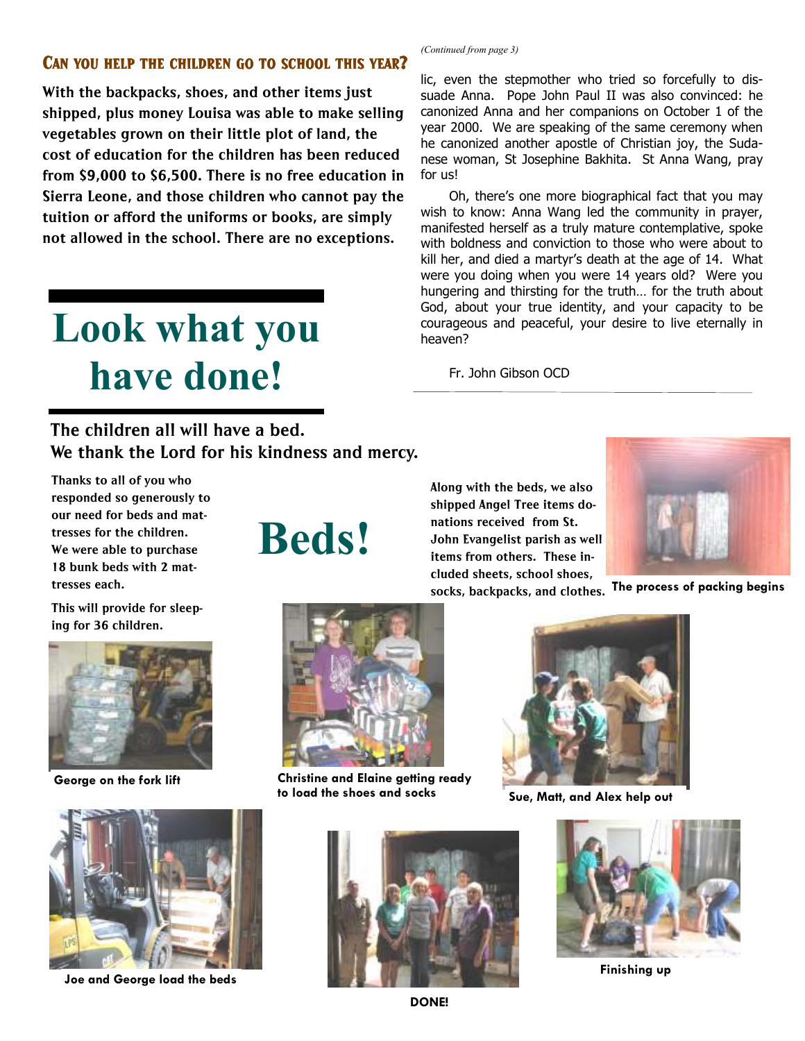## Can you help the children go to school this year?

**With the backpacks, shoes, and other items just shipped, plus money Louisa was able to make selling vegetables grown on their little plot of land, the cost of education for the children has been reduced from $9,000 to $6,500. There is no free education in Sierra Leone, and those children who cannot pay the tuition or afford the uniforms or books, are simply not allowed in the school. There are no exceptions.**

*(Continued from page 3)*

lic, even the stepmother who tried so forcefully to dissuade Anna. Pope John Paul II was also convinced: he canonized Anna and her companions on October 1 of the year 2000. We are speaking of the same ceremony when he canonized another apostle of Christian joy, the Sudanese woman, St Josephine Bakhita. St Anna Wang, pray for us!

Oh, there's one more biographical fact that you may wish to know: Anna Wang led the community in prayer, manifested herself as a truly mature contemplative, spoke with boldness and conviction to those who were about to kill her, and died a martyr's death at the age of 14. What were you doing when you were 14 years old? Were you hungering and thirsting for the truth… for the truth about God, about your true identity, and your capacity to be courageous and peaceful, your desire to live eternally in heaven?

Fr. John Gibson OCD

# Look what you have done!

**The children all will have a bed.**
**We thank the Lord for his kindness and mercy.**

# Beds!

**Thanks to all of you who responded so generously to our need for beds and mattresses for the children. We were able to purchase 18 bunk beds with 2 mattresses each.**

**This will provide for sleeping for 36 children.**

**Along with the beds, we also shipped Angel Tree items donations received from St. John Evangelist parish as well items from others. These included sheets, school shoes, socks, backpacks, and clothes.**

The process of packing begins

George on the fork lift

Christine and Elaine getting ready to load the shoes and socks

Sue, Matt, and Alex help out

Joe and George load the beds

DONE!

Finishing up